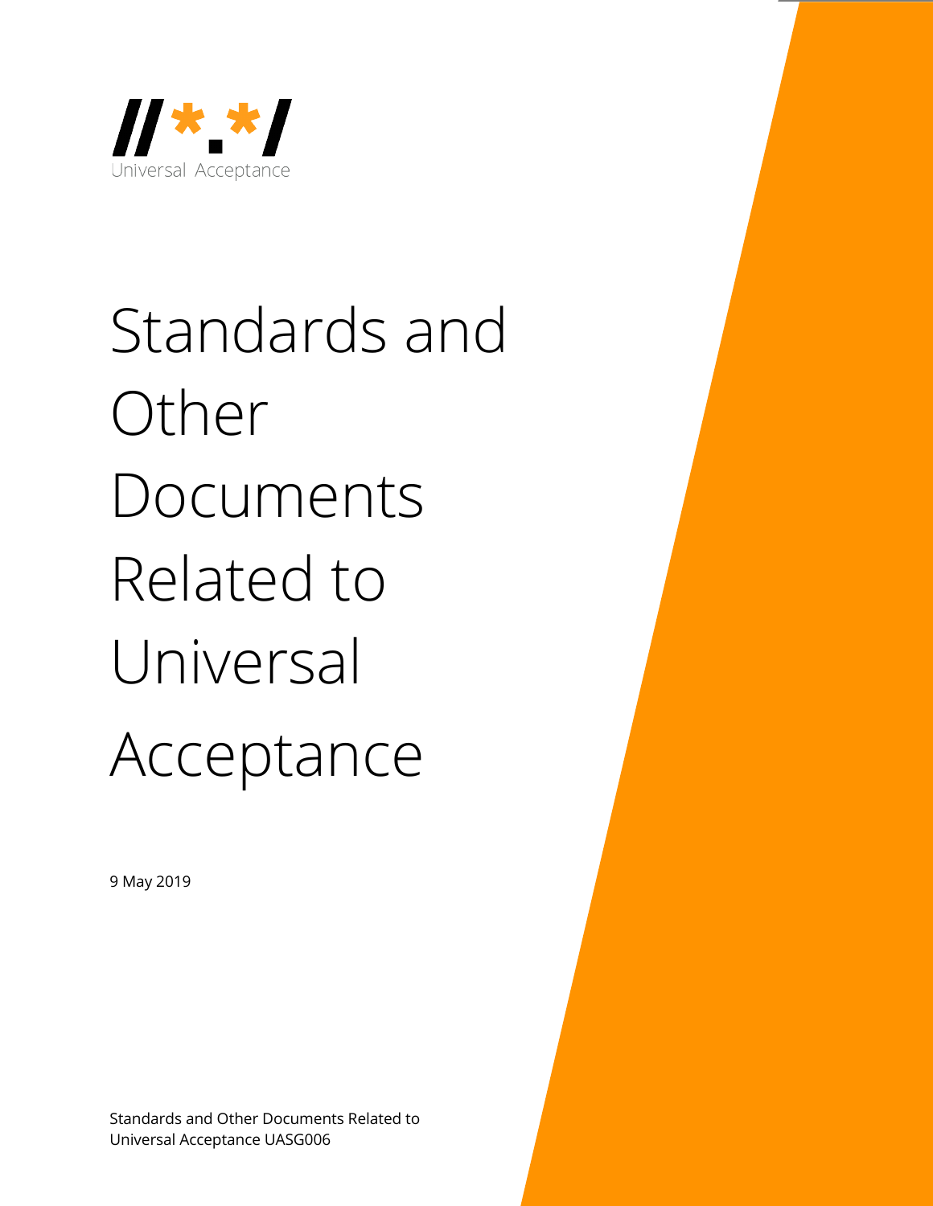//*.*/

Universal Acceptance

# Standards and Other Documents Related to Universal Acceptance

9 May 2019

Standards and Other Documents Related to Universal Acceptance UASG006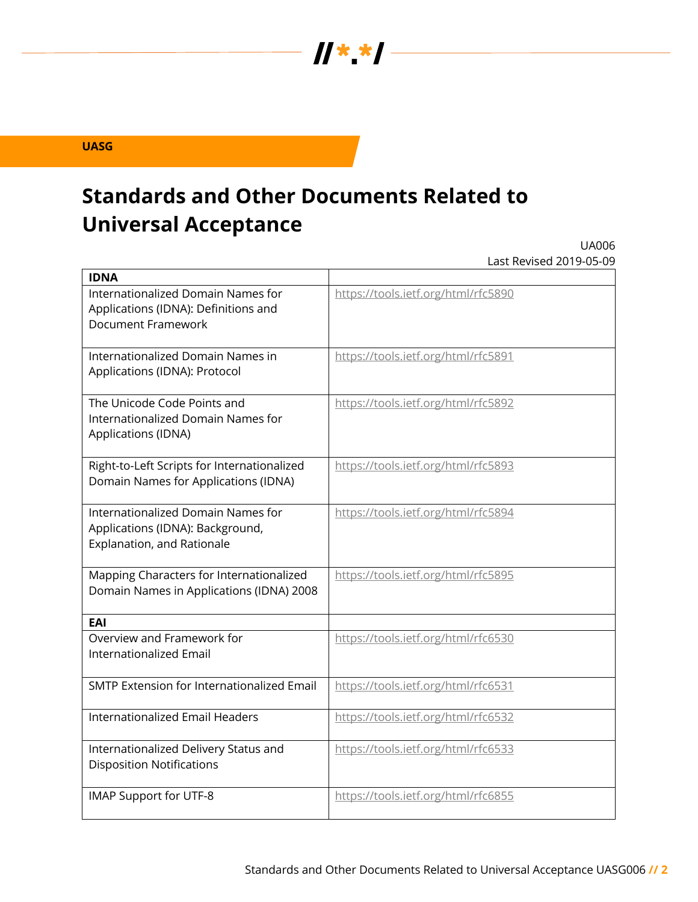UASG

# Standards and Other Documents Related to Universal Acceptance

UA006
Last Revised 2019-05-09

| **IDNA** | |
|---|---|
| Internationalized Domain Names for Applications (IDNA): Definitions and Document Framework | https://tools.ietf.org/html/rfc5890 |
| Internationalized Domain Names in Applications (IDNA): Protocol | https://tools.ietf.org/html/rfc5891 |
| The Unicode Code Points and Internationalized Domain Names for Applications (IDNA) | https://tools.ietf.org/html/rfc5892 |
| Right-to-Left Scripts for Internationalized Domain Names for Applications (IDNA) | https://tools.ietf.org/html/rfc5893 |
| Internationalized Domain Names for Applications (IDNA): Background, Explanation, and Rationale | https://tools.ietf.org/html/rfc5894 |
| Mapping Characters for Internationalized Domain Names in Applications (IDNA) 2008 | https://tools.ietf.org/html/rfc5895 |
| **EAI** | |
| Overview and Framework for Internationalized Email | https://tools.ietf.org/html/rfc6530 |
| SMTP Extension for Internationalized Email | https://tools.ietf.org/html/rfc6531 |
| Internationalized Email Headers | https://tools.ietf.org/html/rfc6532 |
| Internationalized Delivery Status and Disposition Notifications | https://tools.ietf.org/html/rfc6533 |
| IMAP Support for UTF-8 | https://tools.ietf.org/html/rfc6855 |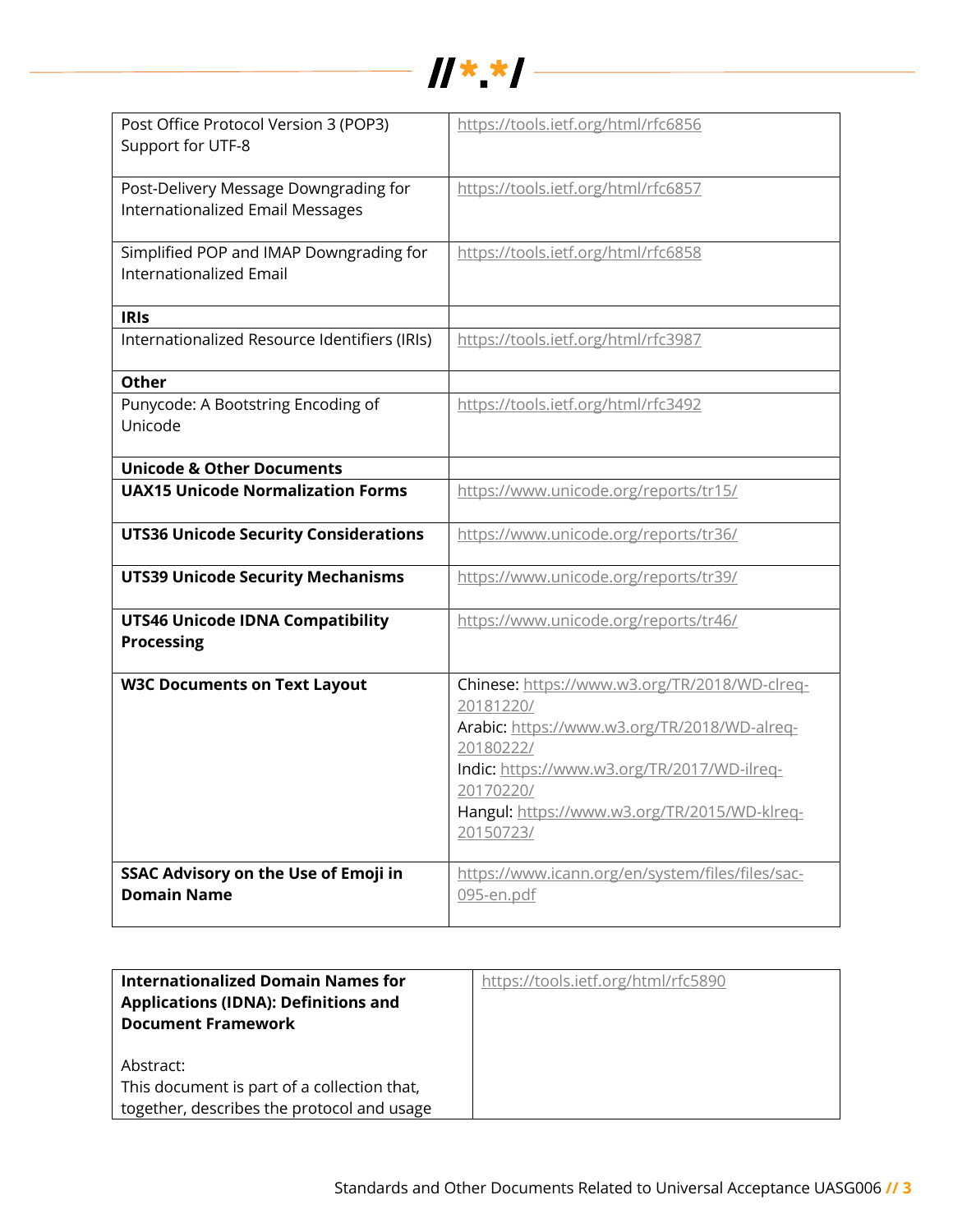| | |
|---|---|
| Post Office Protocol Version 3 (POP3) Support for UTF-8 | https://tools.ietf.org/html/rfc6856 |
| Post-Delivery Message Downgrading for Internationalized Email Messages | https://tools.ietf.org/html/rfc6857 |
| Simplified POP and IMAP Downgrading for Internationalized Email | https://tools.ietf.org/html/rfc6858 |
| **IRIs** | |
| Internationalized Resource Identifiers (IRIs) | https://tools.ietf.org/html/rfc3987 |
| **Other** | |
| Punycode: A Bootstring Encoding of Unicode | https://tools.ietf.org/html/rfc3492 |
| **Unicode & Other Documents** | |
| **UAX15 Unicode Normalization Forms** | https://www.unicode.org/reports/tr15/ |
| **UTS36 Unicode Security Considerations** | https://www.unicode.org/reports/tr36/ |
| **UTS39 Unicode Security Mechanisms** | https://www.unicode.org/reports/tr39/ |
| **UTS46 Unicode IDNA Compatibility Processing** | https://www.unicode.org/reports/tr46/ |
| **W3C Documents on Text Layout** | Chinese: https://www.w3.org/TR/2018/WD-clreq-20181220/ Arabic: https://www.w3.org/TR/2018/WD-alreq-20180222/ Indic: https://www.w3.org/TR/2017/WD-ilreq-20170220/ Hangul: https://www.w3.org/TR/2015/WD-klreq-20150723/ |
| **SSAC Advisory on the Use of Emoji in Domain Name** | https://www.icann.org/en/system/files/files/sac-095-en.pdf |

| | |
|---|---|
| **Internationalized Domain Names for Applications (IDNA): Definitions and Document Framework**<br><br>Abstract:<br>This document is part of a collection that, together, describes the protocol and usage | https://tools.ietf.org/html/rfc5890 |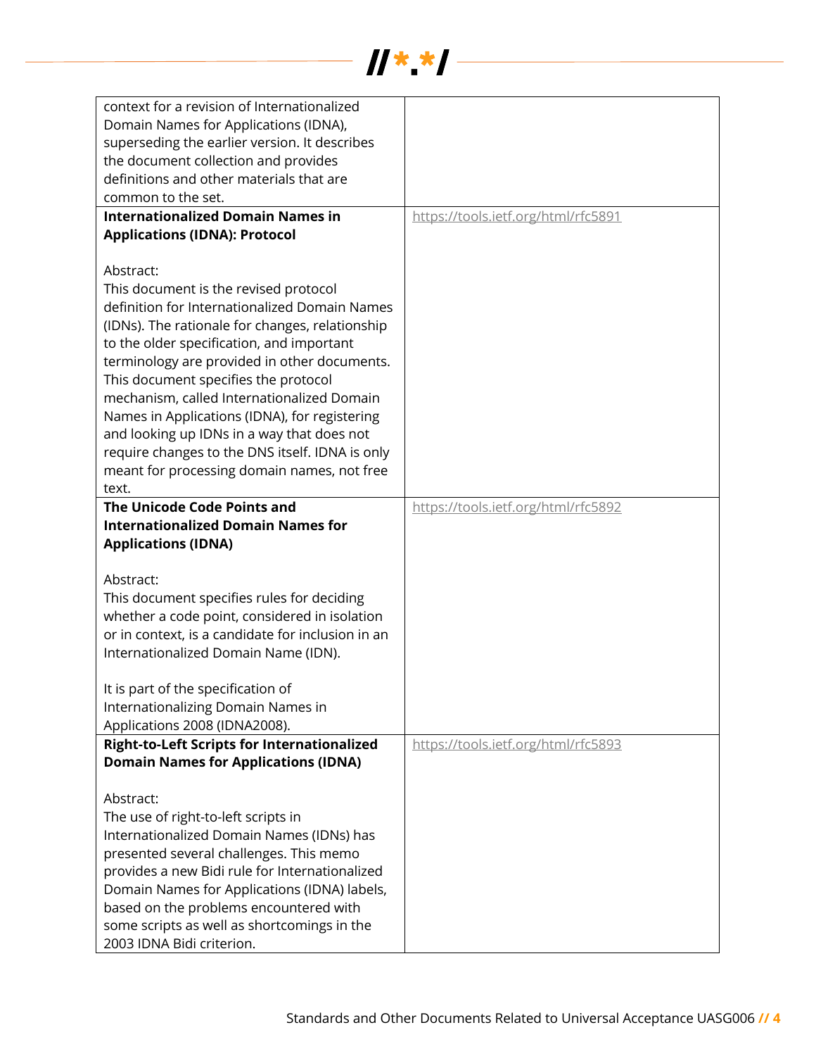| | |
|---|---|
| context for a revision of Internationalized Domain Names for Applications (IDNA), superseding the earlier version. It describes the document collection and provides definitions and other materials that are common to the set. | |
| **Internationalized Domain Names in Applications (IDNA): Protocol**<br><br>Abstract:<br>This document is the revised protocol definition for Internationalized Domain Names (IDNs). The rationale for changes, relationship to the older specification, and important terminology are provided in other documents. This document specifies the protocol mechanism, called Internationalized Domain Names in Applications (IDNA), for registering and looking up IDNs in a way that does not require changes to the DNS itself. IDNA is only meant for processing domain names, not free text. | https://tools.ietf.org/html/rfc5891 |
| **The Unicode Code Points and Internationalized Domain Names for Applications (IDNA)**<br><br>Abstract:<br>This document specifies rules for deciding whether a code point, considered in isolation or in context, is a candidate for inclusion in an Internationalized Domain Name (IDN).<br><br>It is part of the specification of Internationalizing Domain Names in Applications 2008 (IDNA2008). | https://tools.ietf.org/html/rfc5892 |
| **Right-to-Left Scripts for Internationalized Domain Names for Applications (IDNA)**<br><br>Abstract:<br>The use of right-to-left scripts in Internationalized Domain Names (IDNs) has presented several challenges. This memo provides a new Bidi rule for Internationalized Domain Names for Applications (IDNA) labels, based on the problems encountered with some scripts as well as shortcomings in the 2003 IDNA Bidi criterion. | https://tools.ietf.org/html/rfc5893 |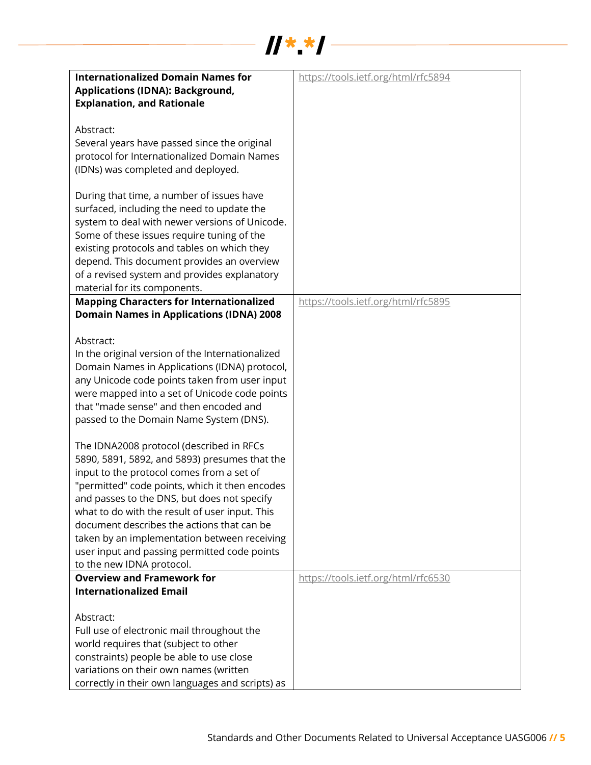| | |
|---|---|
| **Internationalized Domain Names for Applications (IDNA): Background, Explanation, and Rationale**<br><br>Abstract:<br>Several years have passed since the original protocol for Internationalized Domain Names (IDNs) was completed and deployed.<br><br>During that time, a number of issues have surfaced, including the need to update the system to deal with newer versions of Unicode. Some of these issues require tuning of the existing protocols and tables on which they depend. This document provides an overview of a revised system and provides explanatory material for its components. | https://tools.ietf.org/html/rfc5894 |
| **Mapping Characters for Internationalized Domain Names in Applications (IDNA) 2008**<br><br>Abstract:<br>In the original version of the Internationalized Domain Names in Applications (IDNA) protocol, any Unicode code points taken from user input were mapped into a set of Unicode code points that "made sense" and then encoded and passed to the Domain Name System (DNS).<br><br>The IDNA2008 protocol (described in RFCs 5890, 5891, 5892, and 5893) presumes that the input to the protocol comes from a set of "permitted" code points, which it then encodes and passes to the DNS, but does not specify what to do with the result of user input. This document describes the actions that can be taken by an implementation between receiving user input and passing permitted code points to the new IDNA protocol. | https://tools.ietf.org/html/rfc5895 |
| **Overview and Framework for Internationalized Email**<br><br>Abstract:<br>Full use of electronic mail throughout the world requires that (subject to other constraints) people be able to use close variations on their own names (written correctly in their own languages and scripts) as | https://tools.ietf.org/html/rfc6530 |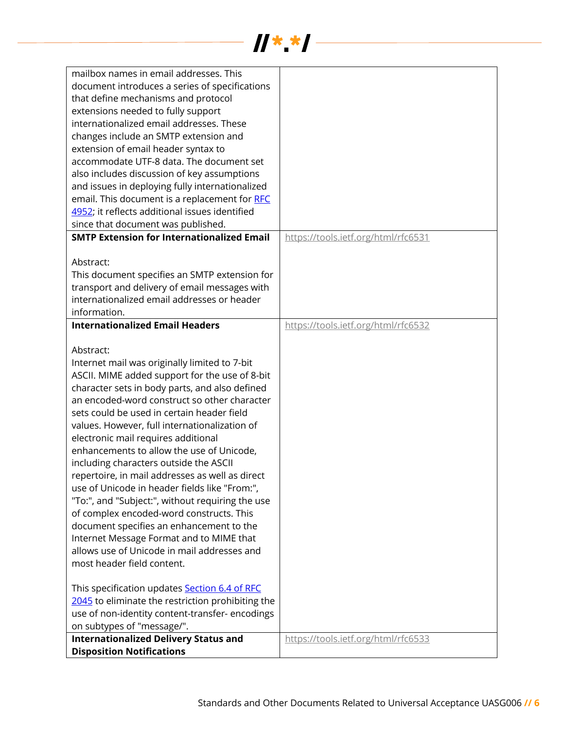| | |
|---|---|
| mailbox names in email addresses. This document introduces a series of specifications that define mechanisms and protocol extensions needed to fully support internationalized email addresses. These changes include an SMTP extension and extension of email header syntax to accommodate UTF-8 data. The document set also includes discussion of key assumptions and issues in deploying fully internationalized email. This document is a replacement for RFC 4952; it reflects additional issues identified since that document was published. | |
| **SMTP Extension for Internationalized Email**<br><br>Abstract:<br>This document specifies an SMTP extension for transport and delivery of email messages with internationalized email addresses or header information. | https://tools.ietf.org/html/rfc6531 |
| **Internationalized Email Headers**<br><br>Abstract:<br>Internet mail was originally limited to 7-bit ASCII. MIME added support for the use of 8-bit character sets in body parts, and also defined an encoded-word construct so other character sets could be used in certain header field values. However, full internationalization of electronic mail requires additional enhancements to allow the use of Unicode, including characters outside the ASCII repertoire, in mail addresses as well as direct use of Unicode in header fields like "From:", "To:", and "Subject:", without requiring the use of complex encoded-word constructs. This document specifies an enhancement to the Internet Message Format and to MIME that allows use of Unicode in mail addresses and most header field content.<br><br>This specification updates Section 6.4 of RFC 2045 to eliminate the restriction prohibiting the use of non-identity content-transfer- encodings on subtypes of "message/". | https://tools.ietf.org/html/rfc6532 |
| **Internationalized Delivery Status and Disposition Notifications** | https://tools.ietf.org/html/rfc6533 |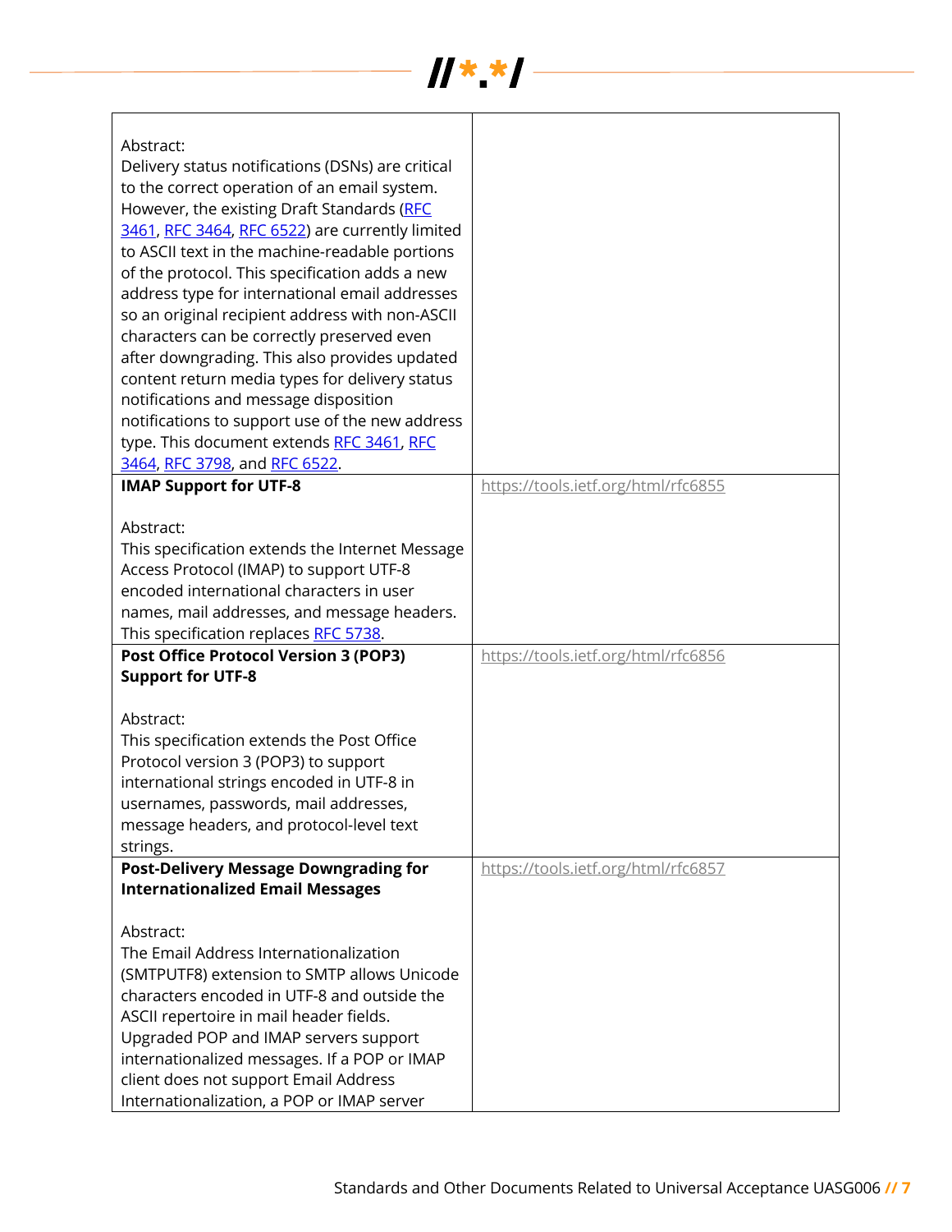| | |
|---|---|
| Abstract:<br>Delivery status notifications (DSNs) are critical to the correct operation of an email system. However, the existing Draft Standards (RFC 3461, RFC 3464, RFC 6522) are currently limited to ASCII text in the machine-readable portions of the protocol. This specification adds a new address type for international email addresses so an original recipient address with non-ASCII characters can be correctly preserved even after downgrading. This also provides updated content return media types for delivery status notifications and message disposition notifications to support use of the new address type. This document extends RFC 3461, RFC 3464, RFC 3798, and RFC 6522. | |
| **IMAP Support for UTF-8**<br><br>Abstract:<br>This specification extends the Internet Message Access Protocol (IMAP) to support UTF-8 encoded international characters in user names, mail addresses, and message headers. This specification replaces RFC 5738. | https://tools.ietf.org/html/rfc6855 |
| **Post Office Protocol Version 3 (POP3) Support for UTF-8**<br><br>Abstract:<br>This specification extends the Post Office Protocol version 3 (POP3) to support international strings encoded in UTF-8 in usernames, passwords, mail addresses, message headers, and protocol-level text strings. | https://tools.ietf.org/html/rfc6856 |
| **Post-Delivery Message Downgrading for Internationalized Email Messages**<br><br>Abstract:<br>The Email Address Internationalization (SMTPUTF8) extension to SMTP allows Unicode characters encoded in UTF-8 and outside the ASCII repertoire in mail header fields. Upgraded POP and IMAP servers support internationalized messages. If a POP or IMAP client does not support Email Address Internationalization, a POP or IMAP server | https://tools.ietf.org/html/rfc6857 |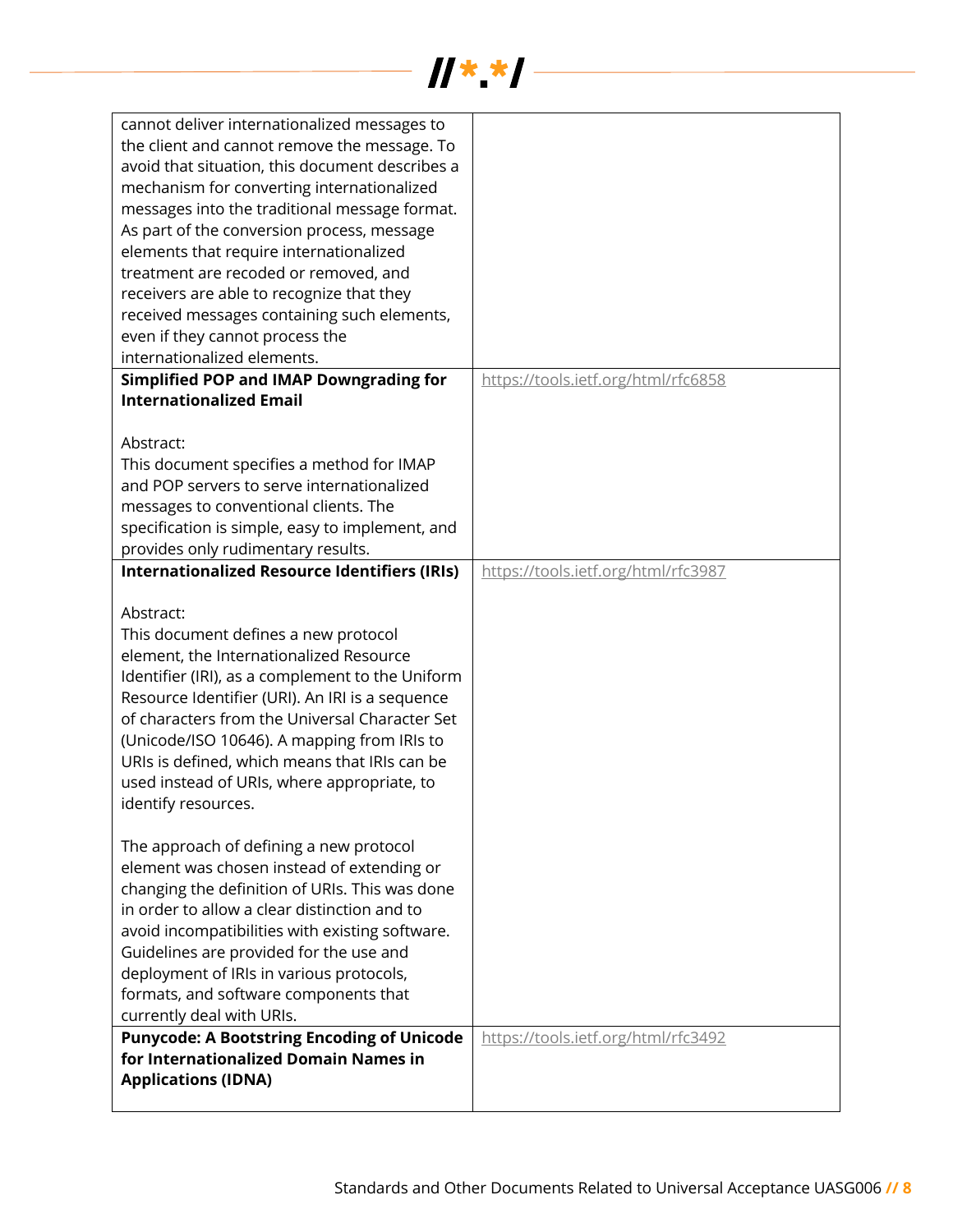| | |
|---|---|
| cannot deliver internationalized messages to the client and cannot remove the message. To avoid that situation, this document describes a mechanism for converting internationalized messages into the traditional message format. As part of the conversion process, message elements that require internationalized treatment are recoded or removed, and receivers are able to recognize that they received messages containing such elements, even if they cannot process the internationalized elements. | |
| **Simplified POP and IMAP Downgrading for Internationalized Email**<br><br>Abstract:<br>This document specifies a method for IMAP and POP servers to serve internationalized messages to conventional clients. The specification is simple, easy to implement, and provides only rudimentary results. | https://tools.ietf.org/html/rfc6858 |
| **Internationalized Resource Identifiers (IRIs)**<br><br>Abstract:<br>This document defines a new protocol element, the Internationalized Resource Identifier (IRI), as a complement to the Uniform Resource Identifier (URI). An IRI is a sequence of characters from the Universal Character Set (Unicode/ISO 10646). A mapping from IRIs to URIs is defined, which means that IRIs can be used instead of URIs, where appropriate, to identify resources.<br><br>The approach of defining a new protocol element was chosen instead of extending or changing the definition of URIs. This was done in order to allow a clear distinction and to avoid incompatibilities with existing software. Guidelines are provided for the use and deployment of IRIs in various protocols, formats, and software components that currently deal with URIs. | https://tools.ietf.org/html/rfc3987 |
| **Punycode: A Bootstring Encoding of Unicode for Internationalized Domain Names in Applications (IDNA)** | https://tools.ietf.org/html/rfc3492 |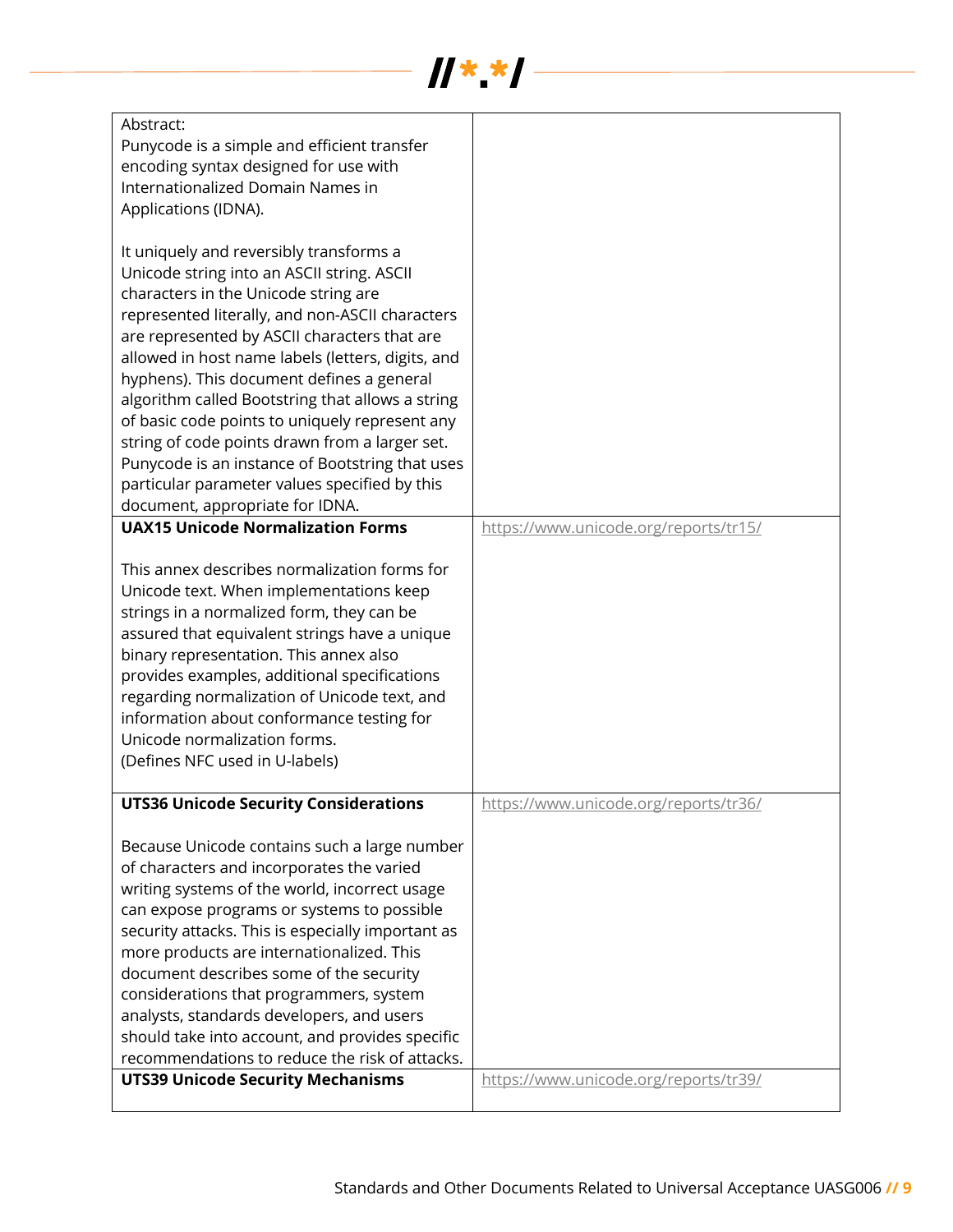| | |
|---|---|
| Abstract:<br>Punycode is a simple and efficient transfer encoding syntax designed for use with Internationalized Domain Names in Applications (IDNA).<br><br>It uniquely and reversibly transforms a Unicode string into an ASCII string. ASCII characters in the Unicode string are represented literally, and non-ASCII characters are represented by ASCII characters that are allowed in host name labels (letters, digits, and hyphens). This document defines a general algorithm called Bootstring that allows a string of basic code points to uniquely represent any string of code points drawn from a larger set. Punycode is an instance of Bootstring that uses particular parameter values specified by this document, appropriate for IDNA. | |
| **UAX15 Unicode Normalization Forms**<br><br>This annex describes normalization forms for Unicode text. When implementations keep strings in a normalized form, they can be assured that equivalent strings have a unique binary representation. This annex also provides examples, additional specifications regarding normalization of Unicode text, and information about conformance testing for Unicode normalization forms.<br>(Defines NFC used in U-labels) | https://www.unicode.org/reports/tr15/ |
| **UTS36 Unicode Security Considerations**<br><br>Because Unicode contains such a large number of characters and incorporates the varied writing systems of the world, incorrect usage can expose programs or systems to possible security attacks. This is especially important as more products are internationalized. This document describes some of the security considerations that programmers, system analysts, standards developers, and users should take into account, and provides specific recommendations to reduce the risk of attacks. | https://www.unicode.org/reports/tr36/ |
| **UTS39 Unicode Security Mechanisms** | https://www.unicode.org/reports/tr39/ |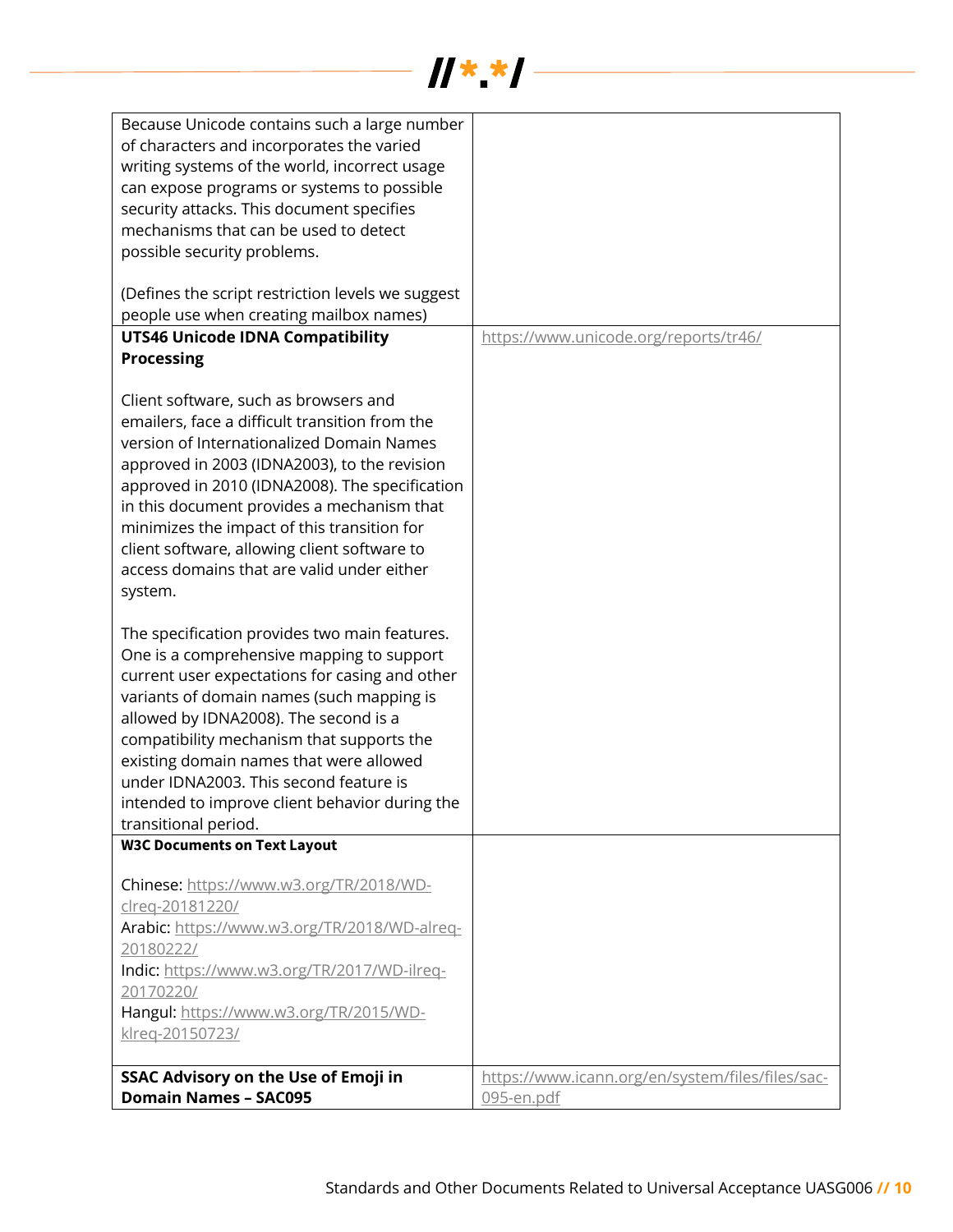| | |
|---|---|
| Because Unicode contains such a large number of characters and incorporates the varied writing systems of the world, incorrect usage can expose programs or systems to possible security attacks. This document specifies mechanisms that can be used to detect possible security problems.<br><br>(Defines the script restriction levels we suggest people use when creating mailbox names) | |
| **UTS46 Unicode IDNA Compatibility Processing**<br><br>Client software, such as browsers and emailers, face a difficult transition from the version of Internationalized Domain Names approved in 2003 (IDNA2003), to the revision approved in 2010 (IDNA2008). The specification in this document provides a mechanism that minimizes the impact of this transition for client software, allowing client software to access domains that are valid under either system.<br><br>The specification provides two main features. One is a comprehensive mapping to support current user expectations for casing and other variants of domain names (such mapping is allowed by IDNA2008). The second is a compatibility mechanism that supports the existing domain names that were allowed under IDNA2003. This second feature is intended to improve client behavior during the transitional period. | https://www.unicode.org/reports/tr46/ |
| **W3C Documents on Text Layout**<br><br>Chinese: https://www.w3.org/TR/2018/WD-clreq-20181220/<br>Arabic: https://www.w3.org/TR/2018/WD-alreq-20180222/<br>Indic: https://www.w3.org/TR/2017/WD-ilreq-20170220/<br>Hangul: https://www.w3.org/TR/2015/WD-klreq-20150723/ | |
| **SSAC Advisory on the Use of Emoji in Domain Names – SAC095** | https://www.icann.org/en/system/files/files/sac-095-en.pdf |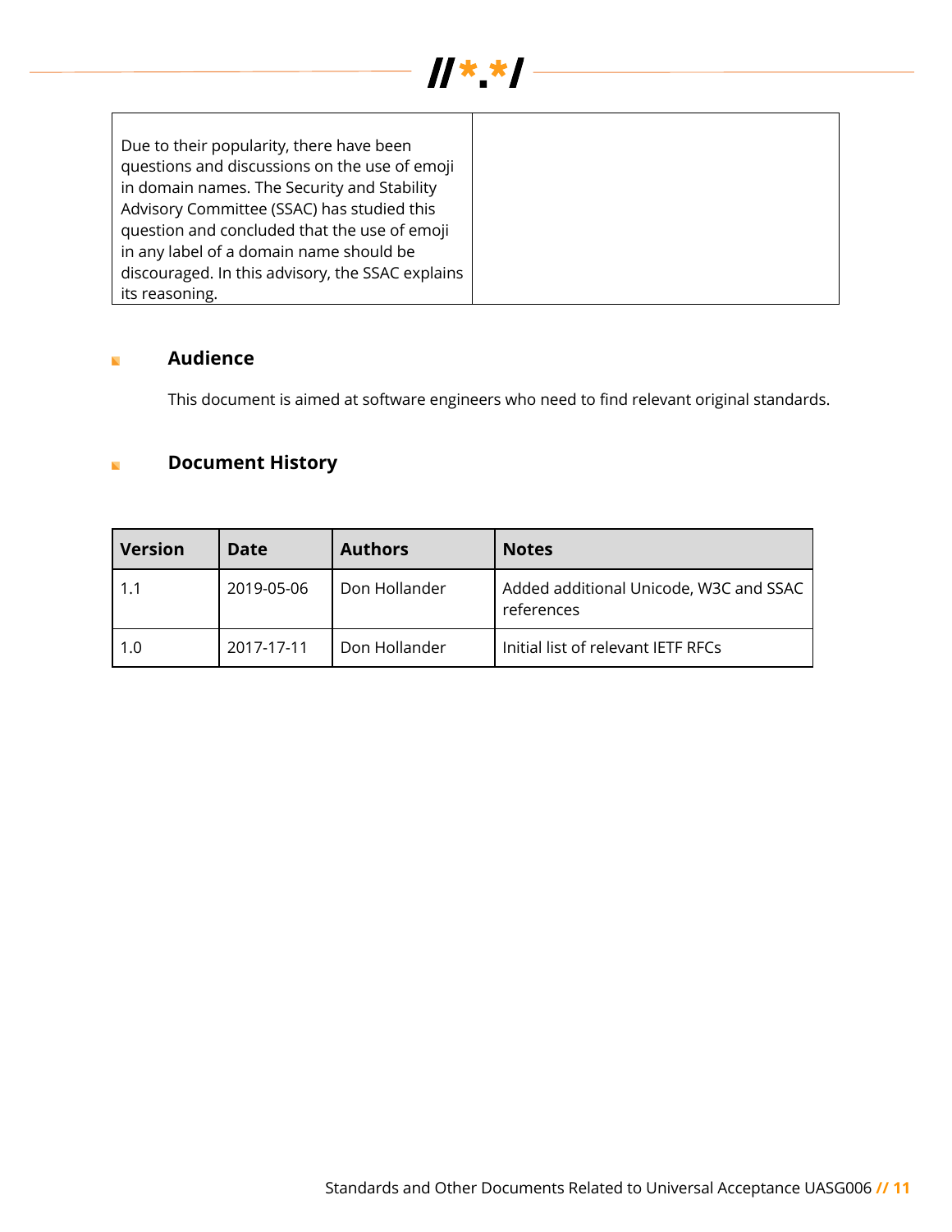| | |
|---|---|
| Due to their popularity, there have been questions and discussions on the use of emoji in domain names. The Security and Stability Advisory Committee (SSAC) has studied this question and concluded that the use of emoji in any label of a domain name should be discouraged. In this advisory, the SSAC explains its reasoning. | |

## Audience

This document is aimed at software engineers who need to find relevant original standards.

## Document History

| Version | Date | Authors | Notes |
|---|---|---|---|
| 1.1 | 2019-05-06 | Don Hollander | Added additional Unicode, W3C and SSAC references |
| 1.0 | 2017-17-11 | Don Hollander | Initial list of relevant IETF RFCs |